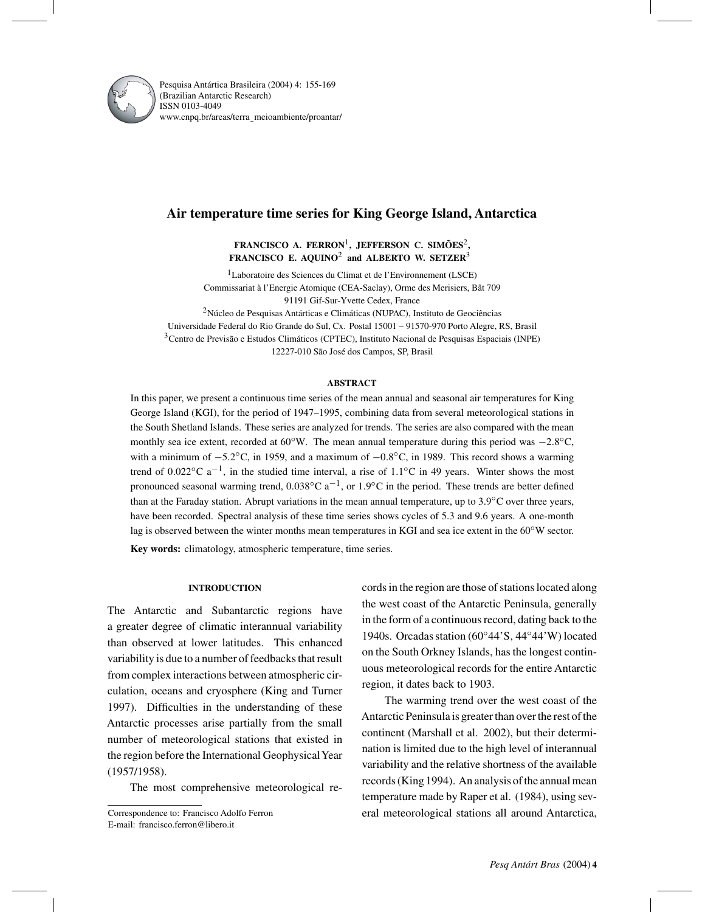Pesquisa Antártica Brasileira (2004) 4: 155-169
(Brazilian Antarctic Research)
ISSN 0103-4049
www.cnpq.br/areas/terra_meioambiente/proantar/

# Air temperature time series for King George Island, Antarctica

**FRANCISCO A. FERRON**[1], **JEFFERSON C. SIMÕES**[2], **FRANCISCO E. AQUINO**[2] **and ALBERTO W. SETZER**[3]

[1]Laboratoire des Sciences du Climat et de l'Environnement (LSCE)
Commissariat à l'Energie Atomique (CEA-Saclay), Orme des Merisiers, Bât 709
91191 Gif-Sur-Yvette Cedex, France

[2]Núcleo de Pesquisas Antárticas e Climáticas (NUPAC), Instituto de Geociências
Universidade Federal do Rio Grande do Sul, Cx. Postal 15001 – 91570-970 Porto Alegre, RS, Brasil

[3]Centro de Previsão e Estudos Climáticos (CPTEC), Instituto Nacional de Pesquisas Espaciais (INPE)
12227-010 São José dos Campos, SP, Brasil

### ABSTRACT

In this paper, we present a continuous time series of the mean annual and seasonal air temperatures for King George Island (KGI), for the period of 1947–1995, combining data from several meteorological stations in the South Shetland Islands. These series are analyzed for trends. The series are also compared with the mean monthly sea ice extent, recorded at 60°W. The mean annual temperature during this period was −2.8°C, with a minimum of −5.2°C, in 1959, and a maximum of −0.8°C, in 1989. This record shows a warming trend of 0.022°C $a^{-1}$, in the studied time interval, a rise of 1.1°C in 49 years. Winter shows the most pronounced seasonal warming trend, 0.038°C $a^{-1}$, or 1.9°C in the period. These trends are better defined than at the Faraday station. Abrupt variations in the mean annual temperature, up to 3.9°C over three years, have been recorded. Spectral analysis of these time series shows cycles of 5.3 and 9.6 years. A one-month lag is observed between the winter months mean temperatures in KGI and sea ice extent in the 60°W sector.

**Key words:** climatology, atmospheric temperature, time series.

### INTRODUCTION

The Antarctic and Subantarctic regions have a greater degree of climatic interannual variability than observed at lower latitudes. This enhanced variability is due to a number of feedbacks that result from complex interactions between atmospheric circulation, oceans and cryosphere (King and Turner 1997). Difficulties in the understanding of these Antarctic processes arise partially from the small number of meteorological stations that existed in the region before the International Geophysical Year (1957/1958).

The most comprehensive meteorological records in the region are those of stations located along the west coast of the Antarctic Peninsula, generally in the form of a continuous record, dating back to the 1940s. Orcadas station (60°44'S, 44°44'W) located on the South Orkney Islands, has the longest continuous meteorological records for the entire Antarctic region, it dates back to 1903.

The warming trend over the west coast of the Antarctic Peninsula is greater than over the rest of the continent (Marshall et al. 2002), but their determination is limited due to the high level of interannual variability and the relative shortness of the available records (King 1994). An analysis of the annual mean temperature made by Raper et al. (1984), using several meteorological stations all around Antarctica,

Correspondence to: Francisco Adolfo Ferron
E-mail: francisco.ferron@libero.it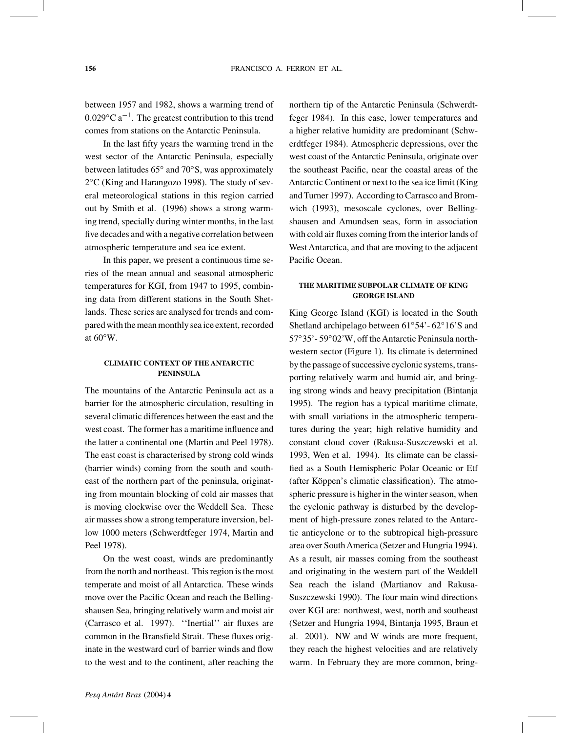between 1957 and 1982, shows a warming trend of $0.029°C\ a^{-1}$. The greatest contribution to this trend comes from stations on the Antarctic Peninsula.

In the last fifty years the warming trend in the west sector of the Antarctic Peninsula, especially between latitudes 65° and 70°S, was approximately 2°C (King and Harangozo 1998). The study of several meteorological stations in this region carried out by Smith et al. (1996) shows a strong warming trend, specially during winter months, in the last five decades and with a negative correlation between atmospheric temperature and sea ice extent.

In this paper, we present a continuous time series of the mean annual and seasonal atmospheric temperatures for KGI, from 1947 to 1995, combining data from different stations in the South Shetlands. These series are analysed for trends and compared with the mean monthly sea ice extent, recorded at 60°W.

## CLIMATIC CONTEXT OF THE ANTARCTIC PENINSULA

The mountains of the Antarctic Peninsula act as a barrier for the atmospheric circulation, resulting in several climatic differences between the east and the west coast. The former has a maritime influence and the latter a continental one (Martin and Peel 1978). The east coast is characterised by strong cold winds (barrier winds) coming from the south and southeast of the northern part of the peninsula, originating from mountain blocking of cold air masses that is moving clockwise over the Weddell Sea. These air masses show a strong temperature inversion, bellow 1000 meters (Schwerdtfeger 1974, Martin and Peel 1978).

On the west coast, winds are predominantly from the north and northeast. This region is the most temperate and moist of all Antarctica. These winds move over the Pacific Ocean and reach the Bellingshausen Sea, bringing relatively warm and moist air (Carrasco et al. 1997). ''Inertial'' air fluxes are common in the Bransfield Strait. These fluxes originate in the westward curl of barrier winds and flow to the west and to the continent, after reaching the northern tip of the Antarctic Peninsula (Schwerdtfeger 1984). In this case, lower temperatures and a higher relative humidity are predominant (Schwerdtfeger 1984). Atmospheric depressions, over the west coast of the Antarctic Peninsula, originate over the southeast Pacific, near the coastal areas of the Antarctic Continent or next to the sea ice limit (King and Turner 1997). According to Carrasco and Bromwich (1993), mesoscale cyclones, over Bellingshausen and Amundsen seas, form in association with cold air fluxes coming from the interior lands of West Antarctica, and that are moving to the adjacent Pacific Ocean.

## THE MARITIME SUBPOLAR CLIMATE OF KING GEORGE ISLAND

King George Island (KGI) is located in the South Shetland archipelago between 61°54'- 62°16'S and 57°35'- 59°02'W, off the Antarctic Peninsula northwestern sector (Figure 1). Its climate is determined by the passage of successive cyclonic systems, transporting relatively warm and humid air, and bringing strong winds and heavy precipitation (Bintanja 1995). The region has a typical maritime climate, with small variations in the atmospheric temperatures during the year; high relative humidity and constant cloud cover (Rakusa-Suszczewski et al. 1993, Wen et al. 1994). Its climate can be classified as a South Hemispheric Polar Oceanic or Etf (after Köppen's climatic classification). The atmospheric pressure is higher in the winter season, when the cyclonic pathway is disturbed by the development of high-pressure zones related to the Antarctic anticyclone or to the subtropical high-pressure area over South America (Setzer and Hungria 1994). As a result, air masses coming from the southeast and originating in the western part of the Weddell Sea reach the island (Martianov and Rakusa-Suszczewski 1990). The four main wind directions over KGI are: northwest, west, north and southeast (Setzer and Hungria 1994, Bintanja 1995, Braun et al. 2001). NW and W winds are more frequent, they reach the highest velocities and are relatively warm. In February they are more common, bring-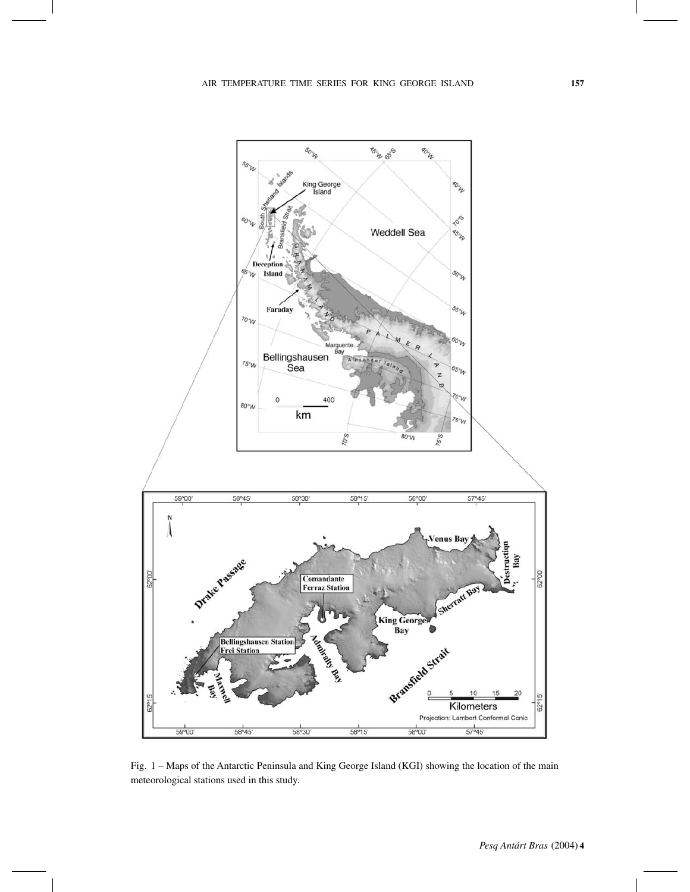Fig. 1 – Maps of the Antarctic Peninsula and King George Island (KGI) showing the location of the main meteorological stations used in this study.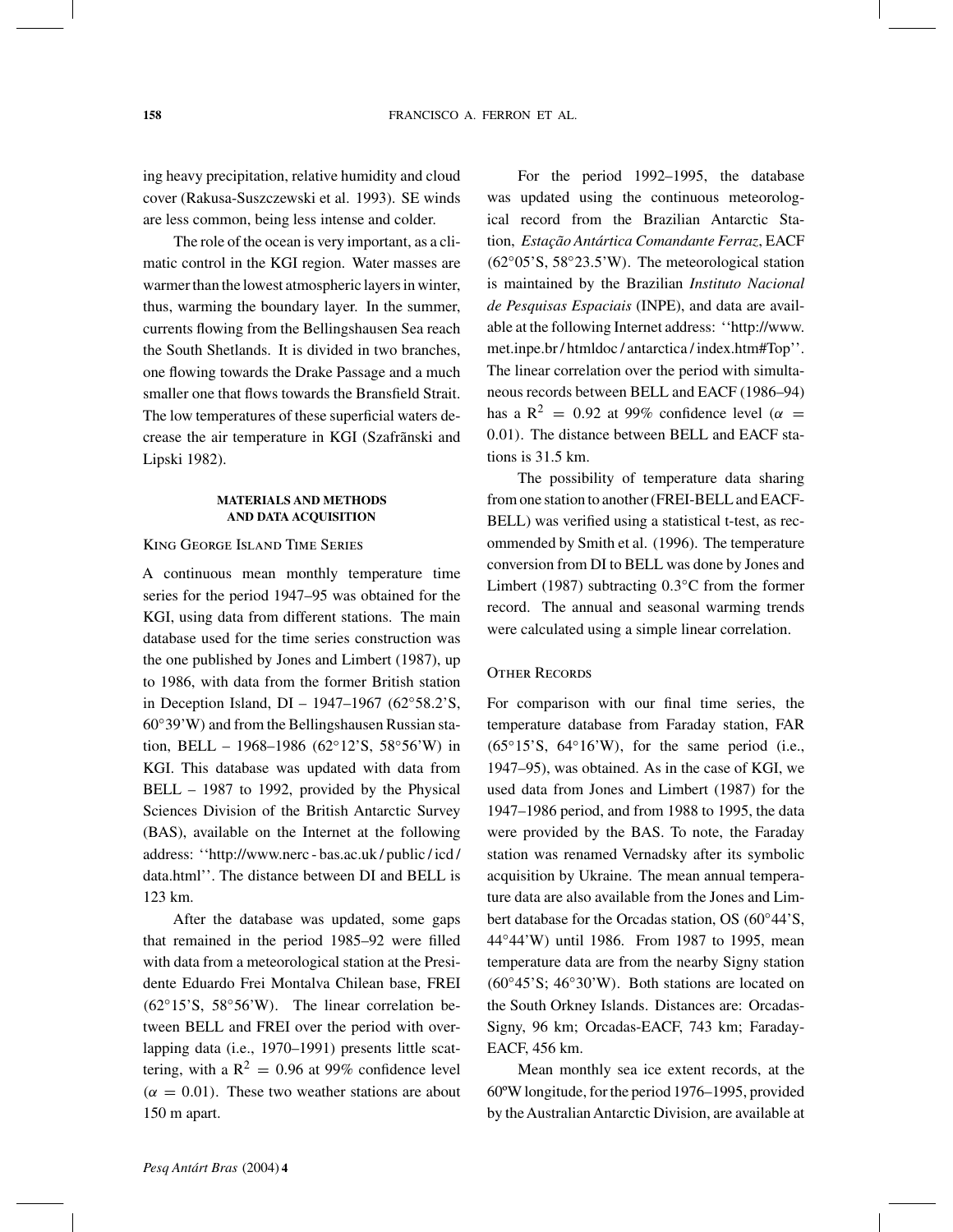ing heavy precipitation, relative humidity and cloud cover (Rakusa-Suszczewski et al. 1993). SE winds are less common, being less intense and colder.

The role of the ocean is very important, as a climatic control in the KGI region. Water masses are warmer than the lowest atmospheric layers in winter, thus, warming the boundary layer. In the summer, currents flowing from the Bellingshausen Sea reach the South Shetlands. It is divided in two branches, one flowing towards the Drake Passage and a much smaller one that flows towards the Bransfield Strait. The low temperatures of these superficial waters decrease the air temperature in KGI (Szafrãnski and Lipski 1982).

## MATERIALS AND METHODS AND DATA ACQUISITION

### King George Island Time Series

A continuous mean monthly temperature time series for the period 1947–95 was obtained for the KGI, using data from different stations. The main database used for the time series construction was the one published by Jones and Limbert (1987), up to 1986, with data from the former British station in Deception Island, DI – 1947–1967 (62°58.2'S, 60°39'W) and from the Bellingshausen Russian station, BELL – 1968–1986 (62°12'S, 58°56'W) in KGI. This database was updated with data from BELL – 1987 to 1992, provided by the Physical Sciences Division of the British Antarctic Survey (BAS), available on the Internet at the following address: ''http://www.nerc - bas.ac.uk / public / icd / data.html''. The distance between DI and BELL is 123 km.

After the database was updated, some gaps that remained in the period 1985–92 were filled with data from a meteorological station at the Presidente Eduardo Frei Montalva Chilean base, FREI (62°15'S, 58°56'W). The linear correlation between BELL and FREI over the period with overlapping data (i.e., 1970–1991) presents little scattering, with a $R^2 = 0.96$ at 99% confidence level ($\alpha = 0.01$). These two weather stations are about 150 m apart.

For the period 1992–1995, the database was updated using the continuous meteorological record from the Brazilian Antarctic Station, *Estação Antártica Comandante Ferraz*, EACF (62°05'S, 58°23.5'W). The meteorological station is maintained by the Brazilian *Instituto Nacional de Pesquisas Espaciais* (INPE), and data are available at the following Internet address: ''http://www.met.inpe.br / htmldoc / antarctica / index.htm#Top''. The linear correlation over the period with simultaneous records between BELL and EACF (1986–94) has a $R^2 = 0.92$ at 99% confidence level ($\alpha = 0.01$). The distance between BELL and EACF stations is 31.5 km.

The possibility of temperature data sharing from one station to another (FREI-BELL and EACF-BELL) was verified using a statistical t-test, as recommended by Smith et al. (1996). The temperature conversion from DI to BELL was done by Jones and Limbert (1987) subtracting 0.3°C from the former record. The annual and seasonal warming trends were calculated using a simple linear correlation.

### Other Records

For comparison with our final time series, the temperature database from Faraday station, FAR (65°15'S, 64°16'W), for the same period (i.e., 1947–95), was obtained. As in the case of KGI, we used data from Jones and Limbert (1987) for the 1947–1986 period, and from 1988 to 1995, the data were provided by the BAS. To note, the Faraday station was renamed Vernadsky after its symbolic acquisition by Ukraine. The mean annual temperature data are also available from the Jones and Limbert database for the Orcadas station, OS (60°44'S, 44°44'W) until 1986. From 1987 to 1995, mean temperature data are from the nearby Signy station (60°45'S; 46°30'W). Both stations are located on the South Orkney Islands. Distances are: Orcadas-Signy, 96 km; Orcadas-EACF, 743 km; Faraday-EACF, 456 km.

Mean monthly sea ice extent records, at the 60ºW longitude, for the period 1976–1995, provided by the Australian Antarctic Division, are available at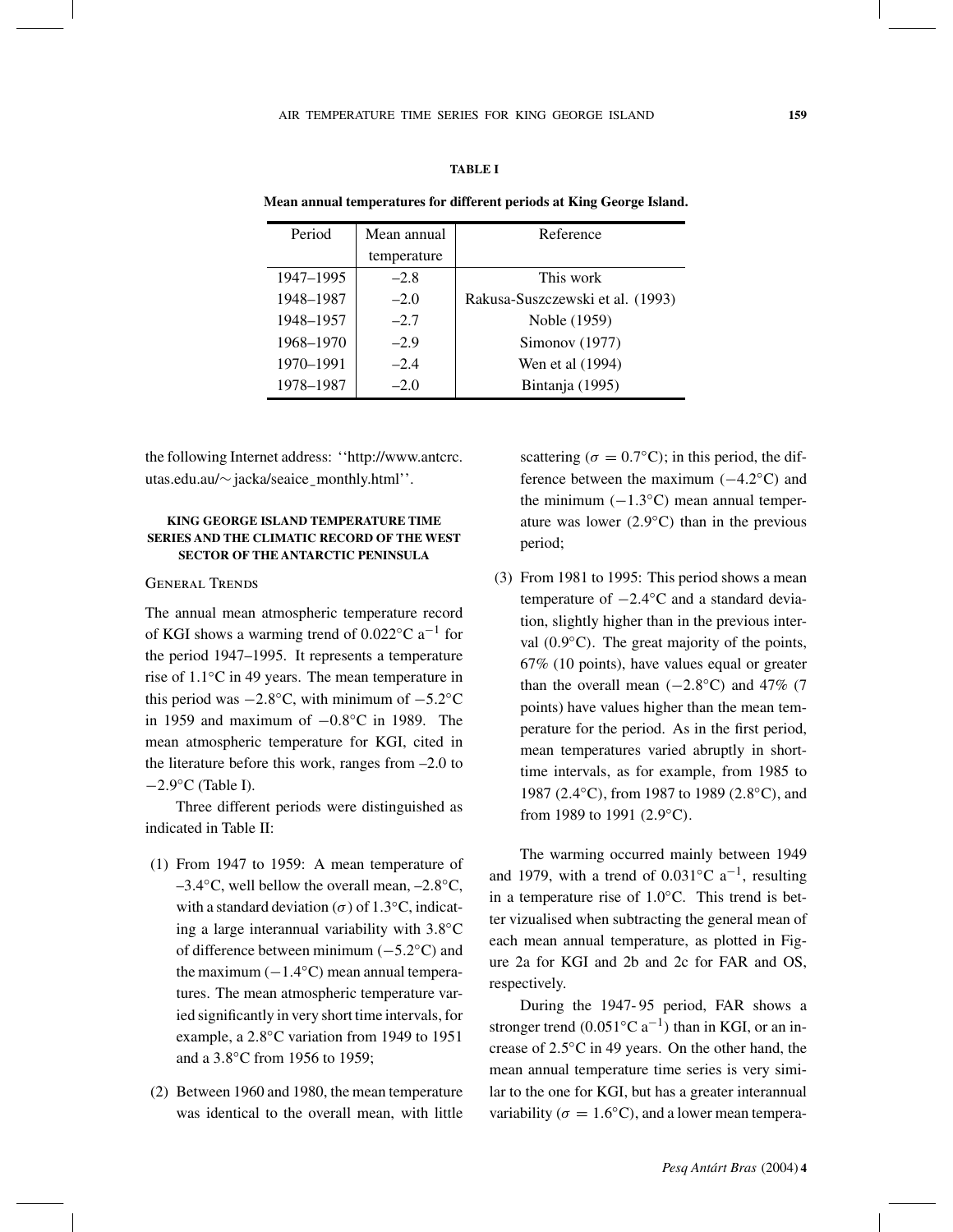**TABLE I**

**Mean annual temperatures for different periods at King George Island.**

| Period | Mean annual temperature | Reference |
|---|---|---|
| 1947–1995 | –2.8 | This work |
| 1948–1987 | –2.0 | Rakusa-Suszczewski et al. (1993) |
| 1948–1957 | –2.7 | Noble (1959) |
| 1968–1970 | –2.9 | Simonov (1977) |
| 1970–1991 | –2.4 | Wen et al (1994) |
| 1978–1987 | –2.0 | Bintanja (1995) |

the following Internet address: ''http://www.antcrc.utas.edu.au/∼jacka/seaice_monthly.html''.

## KING GEORGE ISLAND TEMPERATURE TIME SERIES AND THE CLIMATIC RECORD OF THE WEST SECTOR OF THE ANTARCTIC PENINSULA

### General Trends

The annual mean atmospheric temperature record of KGI shows a warming trend of 0.022°C $a^{-1}$ for the period 1947–1995. It represents a temperature rise of 1.1°C in 49 years. The mean temperature in this period was −2.8°C, with minimum of −5.2°C in 1959 and maximum of −0.8°C in 1989. The mean atmospheric temperature for KGI, cited in the literature before this work, ranges from –2.0 to −2.9°C (Table I).

Three different periods were distinguished as indicated in Table II:

(1) From 1947 to 1959: A mean temperature of –3.4°C, well bellow the overall mean, –2.8°C, with a standard deviation ($\sigma$) of 1.3°C, indicating a large interannual variability with 3.8°C of difference between minimum (−5.2°C) and the maximum (−1.4°C) mean annual temperatures. The mean atmospheric temperature varied significantly in very short time intervals, for example, a 2.8°C variation from 1949 to 1951 and a 3.8°C from 1956 to 1959;

(2) Between 1960 and 1980, the mean temperature was identical to the overall mean, with little scattering ($\sigma = 0.7$°C); in this period, the difference between the maximum (−4.2°C) and the minimum (−1.3°C) mean annual temperature was lower (2.9°C) than in the previous period;

(3) From 1981 to 1995: This period shows a mean temperature of −2.4°C and a standard deviation, slightly higher than in the previous interval (0.9°C). The great majority of the points, 67% (10 points), have values equal or greater than the overall mean (−2.8°C) and 47% (7 points) have values higher than the mean temperature for the period. As in the first period, mean temperatures varied abruptly in short-time intervals, as for example, from 1985 to 1987 (2.4°C), from 1987 to 1989 (2.8°C), and from 1989 to 1991 (2.9°C).

The warming occurred mainly between 1949 and 1979, with a trend of 0.031°C $a^{-1}$, resulting in a temperature rise of 1.0°C. This trend is better vizualised when subtracting the general mean of each mean annual temperature, as plotted in Figure 2a for KGI and 2b and 2c for FAR and OS, respectively.

During the 1947- 95 period, FAR shows a stronger trend (0.051°C $a^{-1}$) than in KGI, or an increase of 2.5°C in 49 years. On the other hand, the mean annual temperature time series is very similar to the one for KGI, but has a greater interannual variability ($\sigma = 1.6$°C), and a lower mean tempera-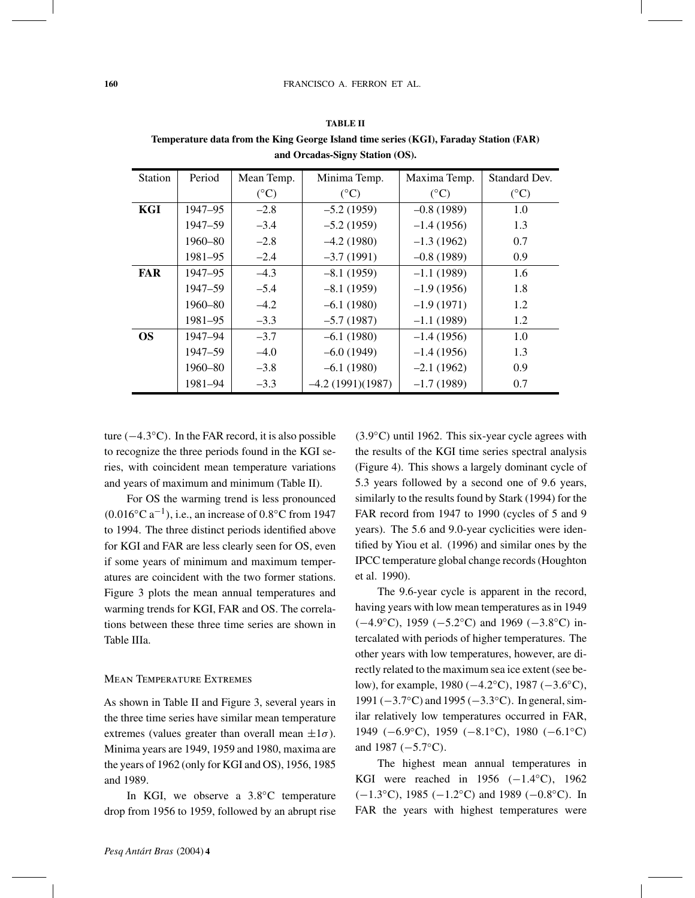**TABLE II**

**Temperature data from the King George Island time series (KGI), Faraday Station (FAR) and Orcadas-Signy Station (OS).**

| Station | Period | Mean Temp. (°C) | Minima Temp. (°C) | Maxima Temp. (°C) | Standard Dev. (°C) |
|---|---|---|---|---|---|
| **KGI** | 1947–95 | –2.8 | –5.2 (1959) | –0.8 (1989) | 1.0 |
| | 1947–59 | –3.4 | –5.2 (1959) | –1.4 (1956) | 1.3 |
| | 1960–80 | –2.8 | –4.2 (1980) | –1.3 (1962) | 0.7 |
| | 1981–95 | –2.4 | –3.7 (1991) | –0.8 (1989) | 0.9 |
| **FAR** | 1947–95 | –4.3 | –8.1 (1959) | –1.1 (1989) | 1.6 |
| | 1947–59 | –5.4 | –8.1 (1959) | –1.9 (1956) | 1.8 |
| | 1960–80 | –4.2 | –6.1 (1980) | –1.9 (1971) | 1.2 |
| | 1981–95 | –3.3 | –5.7 (1987) | –1.1 (1989) | 1.2 |
| **OS** | 1947–94 | –3.7 | –6.1 (1980) | –1.4 (1956) | 1.0 |
| | 1947–59 | –4.0 | –6.0 (1949) | –1.4 (1956) | 1.3 |
| | 1960–80 | –3.8 | –6.1 (1980) | –2.1 (1962) | 0.9 |
| | 1981–94 | –3.3 | –4.2 (1991)(1987) | –1.7 (1989) | 0.7 |

ture (−4.3°C). In the FAR record, it is also possible to recognize the three periods found in the KGI series, with coincident mean temperature variations and years of maximum and minimum (Table II).

For OS the warming trend is less pronounced (0.016°C $a^{-1}$), i.e., an increase of 0.8°C from 1947 to 1994. The three distinct periods identified above for KGI and FAR are less clearly seen for OS, even if some years of minimum and maximum temperatures are coincident with the two former stations. Figure 3 plots the mean annual temperatures and warming trends for KGI, FAR and OS. The correlations between these three time series are shown in Table IIIa.

## Mean Temperature Extremes

As shown in Table II and Figure 3, several years in the three time series have similar mean temperature extremes (values greater than overall mean $\pm 1\sigma$). Minima years are 1949, 1959 and 1980, maxima are the years of 1962 (only for KGI and OS), 1956, 1985 and 1989.

In KGI, we observe a 3.8°C temperature drop from 1956 to 1959, followed by an abrupt rise (3.9°C) until 1962. This six-year cycle agrees with the results of the KGI time series spectral analysis (Figure 4). This shows a largely dominant cycle of 5.3 years followed by a second one of 9.6 years, similarly to the results found by Stark (1994) for the FAR record from 1947 to 1990 (cycles of 5 and 9 years). The 5.6 and 9.0-year cyclicities were identified by Yiou et al. (1996) and similar ones by the IPCC temperature global change records (Houghton et al. 1990).

The 9.6-year cycle is apparent in the record, having years with low mean temperatures as in 1949 (−4.9°C), 1959 (−5.2°C) and 1969 (−3.8°C) intercalated with periods of higher temperatures. The other years with low temperatures, however, are directly related to the maximum sea ice extent (see below), for example, 1980 (−4.2°C), 1987 (−3.6°C), 1991 (−3.7°C) and 1995 (−3.3°C). In general, similar relatively low temperatures occurred in FAR, 1949 (−6.9°C), 1959 (−8.1°C), 1980 (−6.1°C) and 1987 (−5.7°C).

The highest mean annual temperatures in KGI were reached in 1956 (−1.4°C), 1962 (−1.3°C), 1985 (−1.2°C) and 1989 (−0.8°C). In FAR the years with highest temperatures were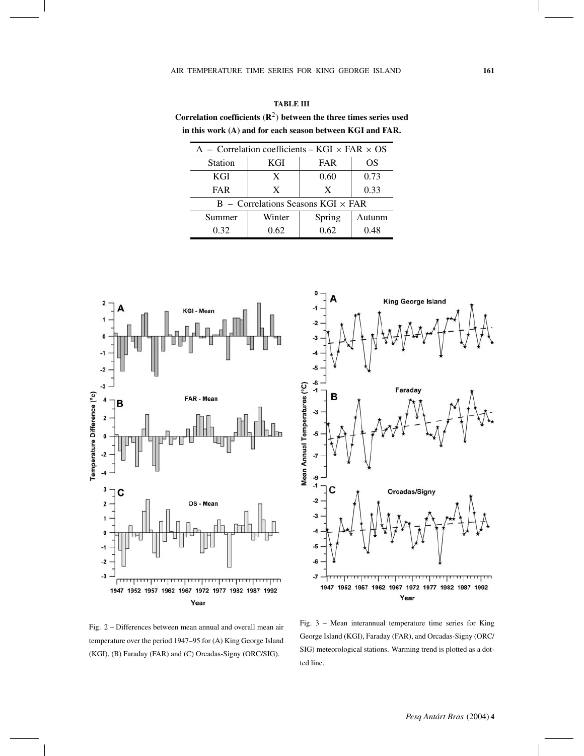**TABLE III**

**Correlation coefficients ($R^2$) between the three times series used in this work (A) and for each season between KGI and FAR.**

| A – Correlation coefficients – KGI × FAR × OS | | | |
|---|---|---|---|
| Station | KGI | FAR | OS |
| KGI | X | 0.60 | 0.73 |
| FAR | X | X | 0.33 |
| **B – Correlations Seasons KGI × FAR** | | | |
| Summer | Winter | Spring | Autunm |
| 0.32 | 0.62 | 0.62 | 0.48 |

Fig. 2 – Differences between mean annual and overall mean air temperature over the period 1947–95 for (A) King George Island (KGI), (B) Faraday (FAR) and (C) Orcadas-Signy (ORC/SIG).

Fig. 3 – Mean interannual temperature time series for King George Island (KGI), Faraday (FAR), and Orcadas-Signy (ORC/SIG) meteorological stations. Warming trend is plotted as a dotted line.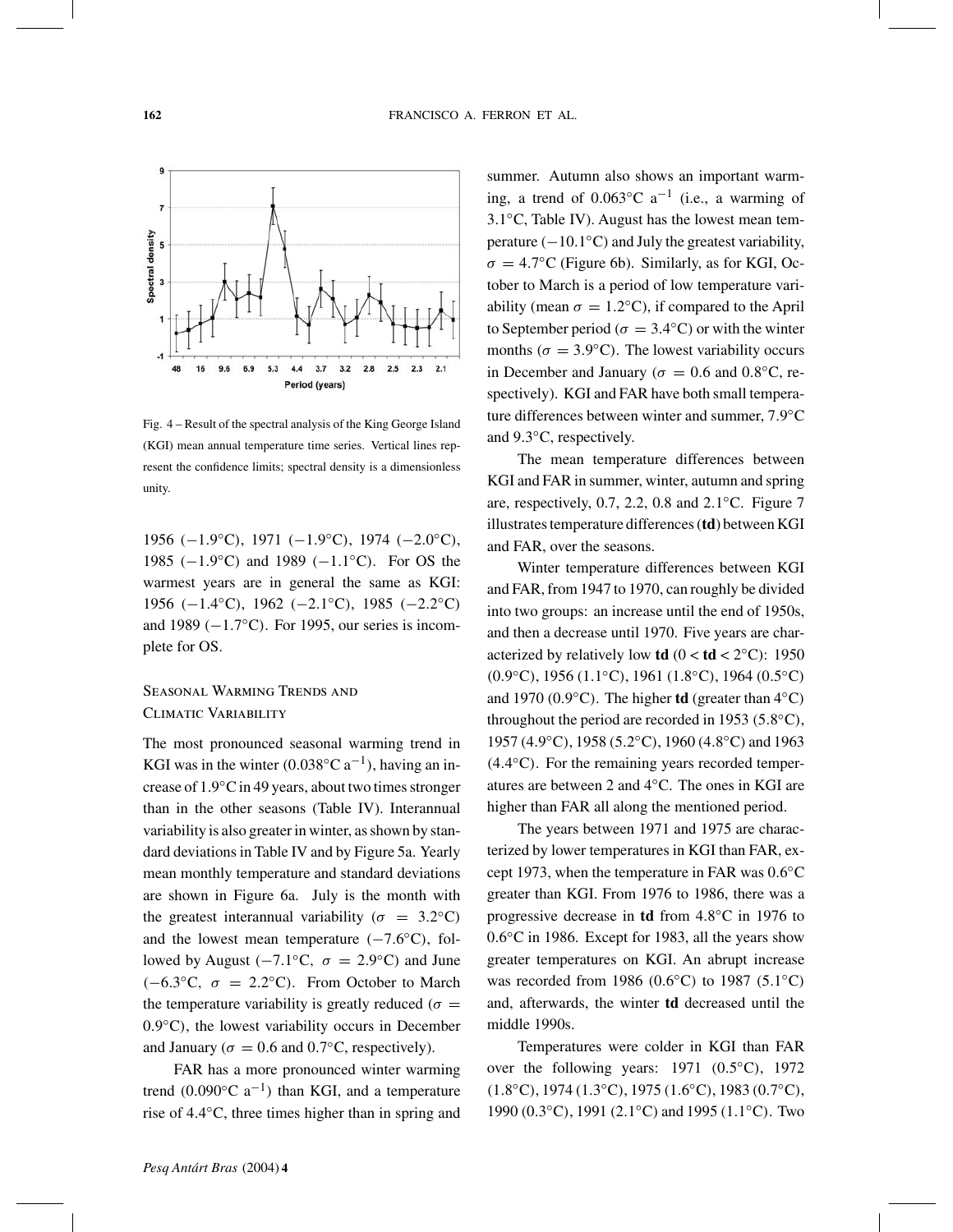Fig. 4 – Result of the spectral analysis of the King George Island (KGI) mean annual temperature time series. Vertical lines represent the confidence limits; spectral density is a dimensionless unity.

1956 (−1.9°C), 1971 (−1.9°C), 1974 (−2.0°C), 1985 (−1.9°C) and 1989 (−1.1°C). For OS the warmest years are in general the same as KGI: 1956 (−1.4°C), 1962 (−2.1°C), 1985 (−2.2°C) and 1989 (−1.7°C). For 1995, our series is incomplete for OS.

## Seasonal Warming Trends and Climatic Variability

The most pronounced seasonal warming trend in KGI was in the winter (0.038°C $a^{-1}$), having an increase of 1.9°C in 49 years, about two times stronger than in the other seasons (Table IV). Interannual variability is also greater in winter, as shown by standard deviations in Table IV and by Figure 5a. Yearly mean monthly temperature and standard deviations are shown in Figure 6a. July is the month with the greatest interannual variability ($\sigma$ = 3.2°C) and the lowest mean temperature (−7.6°C), followed by August (−7.1°C, $\sigma$ = 2.9°C) and June (−6.3°C, $\sigma$ = 2.2°C). From October to March the temperature variability is greatly reduced ($\sigma$ = 0.9°C), the lowest variability occurs in December and January ($\sigma$ = 0.6 and 0.7°C, respectively).

FAR has a more pronounced winter warming trend (0.090°C $a^{-1}$) than KGI, and a temperature rise of 4.4°C, three times higher than in spring and summer. Autumn also shows an important warming, a trend of 0.063°C $a^{-1}$ (i.e., a warming of 3.1°C, Table IV). August has the lowest mean temperature (−10.1°C) and July the greatest variability, $\sigma$ = 4.7°C (Figure 6b). Similarly, as for KGI, October to March is a period of low temperature variability (mean $\sigma$ = 1.2°C), if compared to the April to September period ($\sigma$ = 3.4°C) or with the winter months ($\sigma$ = 3.9°C). The lowest variability occurs in December and January ($\sigma$ = 0.6 and 0.8°C, respectively). KGI and FAR have both small temperature differences between winter and summer, 7.9°C and 9.3°C, respectively.

The mean temperature differences between KGI and FAR in summer, winter, autumn and spring are, respectively, 0.7, 2.2, 0.8 and 2.1°C. Figure 7 illustrates temperature differences (**td**) between KGI and FAR, over the seasons.

Winter temperature differences between KGI and FAR, from 1947 to 1970, can roughly be divided into two groups: an increase until the end of 1950s, and then a decrease until 1970. Five years are characterized by relatively low **td** (0 < **td** < 2°C): 1950 (0.9°C), 1956 (1.1°C), 1961 (1.8°C), 1964 (0.5°C) and 1970 (0.9°C). The higher **td** (greater than 4°C) throughout the period are recorded in 1953 (5.8°C), 1957 (4.9°C), 1958 (5.2°C), 1960 (4.8°C) and 1963 (4.4°C). For the remaining years recorded temperatures are between 2 and 4°C. The ones in KGI are higher than FAR all along the mentioned period.

The years between 1971 and 1975 are characterized by lower temperatures in KGI than FAR, except 1973, when the temperature in FAR was 0.6°C greater than KGI. From 1976 to 1986, there was a progressive decrease in **td** from 4.8°C in 1976 to 0.6°C in 1986. Except for 1983, all the years show greater temperatures on KGI. An abrupt increase was recorded from 1986 (0.6°C) to 1987 (5.1°C) and, afterwards, the winter **td** decreased until the middle 1990s.

Temperatures were colder in KGI than FAR over the following years: 1971 (0.5°C), 1972 (1.8°C), 1974 (1.3°C), 1975 (1.6°C), 1983 (0.7°C), 1990 (0.3°C), 1991 (2.1°C) and 1995 (1.1°C). Two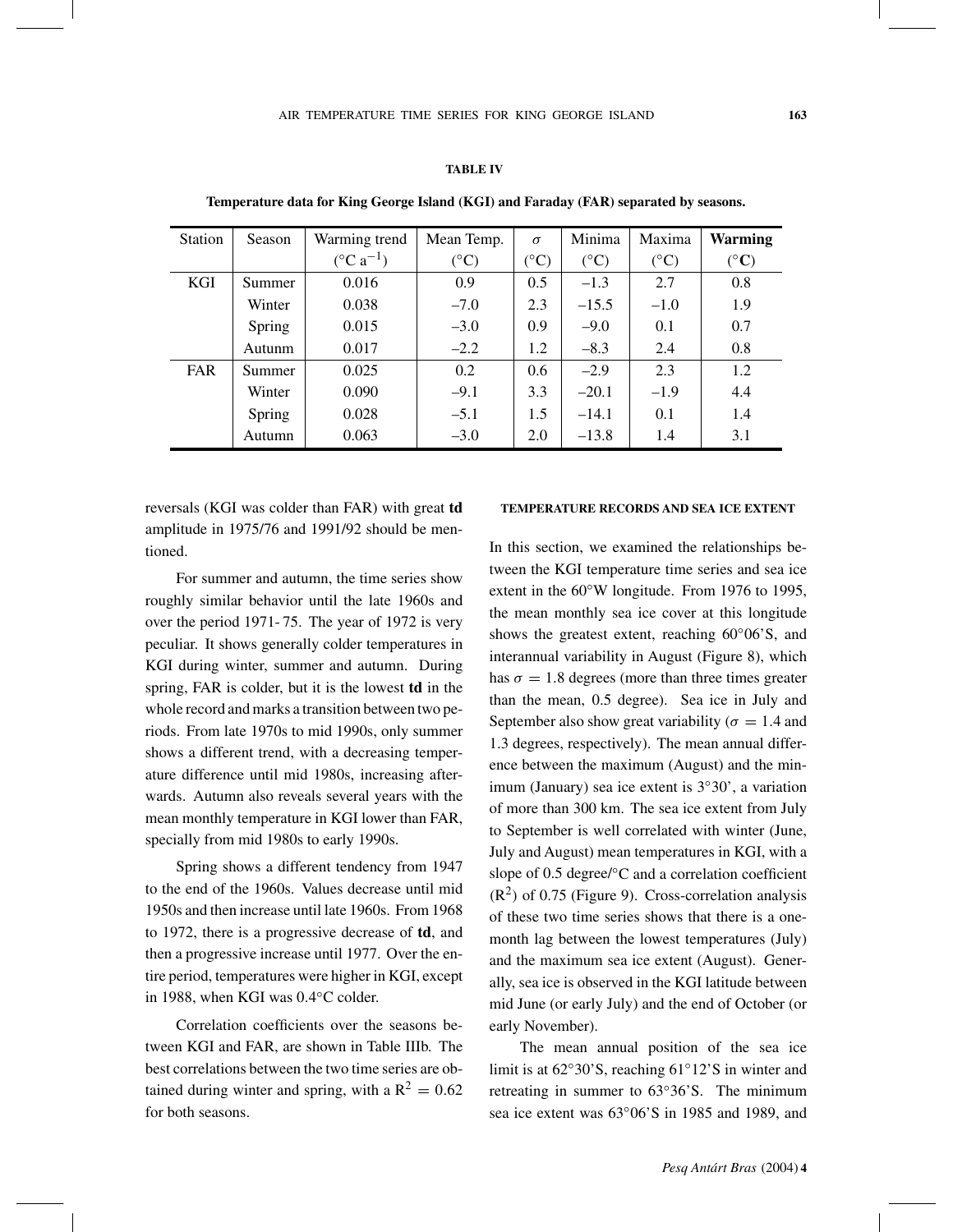**TABLE IV**

**Temperature data for King George Island (KGI) and Faraday (FAR) separated by seasons.**

| Station | Season | Warming trend (°C $a^{-1}$) | Mean Temp. (°C) | $\sigma$ (°C) | Minima (°C) | Maxima (°C) | **Warming (°C)** |
|---|---|---|---|---|---|---|---|
| KGI | Summer | 0.016 | 0.9 | 0.5 | –1.3 | 2.7 | 0.8 |
| | Winter | 0.038 | –7.0 | 2.3 | –15.5 | –1.0 | 1.9 |
| | Spring | 0.015 | –3.0 | 0.9 | –9.0 | 0.1 | 0.7 |
| | Autunm | 0.017 | –2.2 | 1.2 | –8.3 | 2.4 | 0.8 |
| FAR | Summer | 0.025 | 0.2 | 0.6 | –2.9 | 2.3 | 1.2 |
| | Winter | 0.090 | –9.1 | 3.3 | –20.1 | –1.9 | 4.4 |
| | Spring | 0.028 | –5.1 | 1.5 | –14.1 | 0.1 | 1.4 |
| | Autumn | 0.063 | –3.0 | 2.0 | –13.8 | 1.4 | 3.1 |

reversals (KGI was colder than FAR) with great **td** amplitude in 1975/76 and 1991/92 should be mentioned.

For summer and autumn, the time series show roughly similar behavior until the late 1960s and over the period 1971- 75. The year of 1972 is very peculiar. It shows generally colder temperatures in KGI during winter, summer and autumn. During spring, FAR is colder, but it is the lowest **td** in the whole record and marks a transition between two periods. From late 1970s to mid 1990s, only summer shows a different trend, with a decreasing temperature difference until mid 1980s, increasing afterwards. Autumn also reveals several years with the mean monthly temperature in KGI lower than FAR, specially from mid 1980s to early 1990s.

Spring shows a different tendency from 1947 to the end of the 1960s. Values decrease until mid 1950s and then increase until late 1960s. From 1968 to 1972, there is a progressive decrease of **td**, and then a progressive increase until 1977. Over the entire period, temperatures were higher in KGI, except in 1988, when KGI was 0.4°C colder.

Correlation coefficients over the seasons between KGI and FAR, are shown in Table IIIb. The best correlations between the two time series are obtained during winter and spring, with a $R^2 = 0.62$ for both seasons.

## TEMPERATURE RECORDS AND SEA ICE EXTENT

In this section, we examined the relationships between the KGI temperature time series and sea ice extent in the 60°W longitude. From 1976 to 1995, the mean monthly sea ice cover at this longitude shows the greatest extent, reaching 60°06'S, and interannual variability in August (Figure 8), which has $\sigma = 1.8$ degrees (more than three times greater than the mean, 0.5 degree). Sea ice in July and September also show great variability ($\sigma = 1.4$ and 1.3 degrees, respectively). The mean annual difference between the maximum (August) and the minimum (January) sea ice extent is 3°30', a variation of more than 300 km. The sea ice extent from July to September is well correlated with winter (June, July and August) mean temperatures in KGI, with a slope of 0.5 degree/°C and a correlation coefficient ($R^2$) of 0.75 (Figure 9). Cross-correlation analysis of these two time series shows that there is a one-month lag between the lowest temperatures (July) and the maximum sea ice extent (August). Generally, sea ice is observed in the KGI latitude between mid June (or early July) and the end of October (or early November).

The mean annual position of the sea ice limit is at 62°30'S, reaching 61°12'S in winter and retreating in summer to 63°36'S. The minimum sea ice extent was 63°06'S in 1985 and 1989, and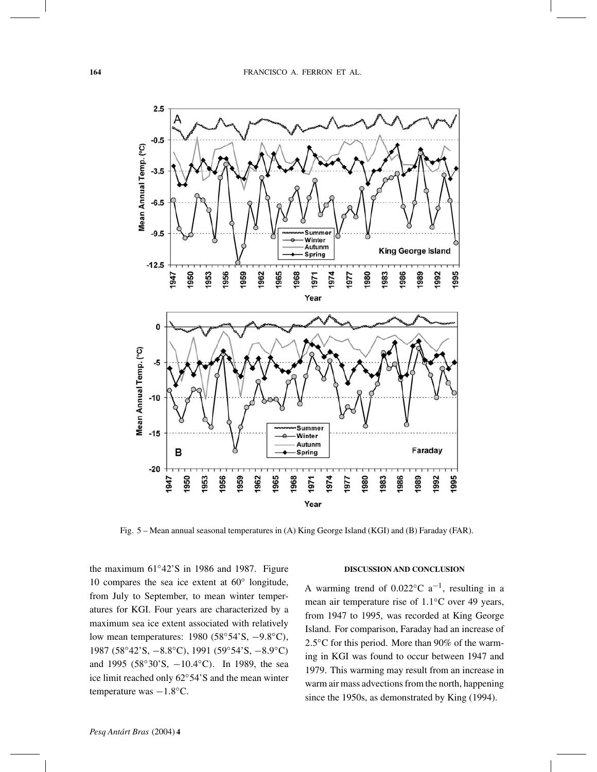Fig. 5 – Mean annual seasonal temperatures in (A) King George Island (KGI) and (B) Faraday (FAR).

the maximum 61°42'S in 1986 and 1987. Figure 10 compares the sea ice extent at 60° longitude, from July to September, to mean winter temperatures for KGI. Four years are characterized by a maximum sea ice extent associated with relatively low mean temperatures: 1980 (58°54'S, −9.8°C), 1987 (58°42'S, −8.8°C), 1991 (59°54'S, −8.9°C) and 1995 (58°30'S, −10.4°C). In 1989, the sea ice limit reached only 62°54'S and the mean winter temperature was −1.8°C.

## DISCUSSION AND CONCLUSION

A warming trend of 0.022°C $a^{-1}$, resulting in a mean air temperature rise of 1.1°C over 49 years, from 1947 to 1995, was recorded at King George Island. For comparison, Faraday had an increase of 2.5°C for this period. More than 90% of the warming in KGI was found to occur between 1947 and 1979. This warming may result from an increase in warm air mass advections from the north, happening since the 1950s, as demonstrated by King (1994).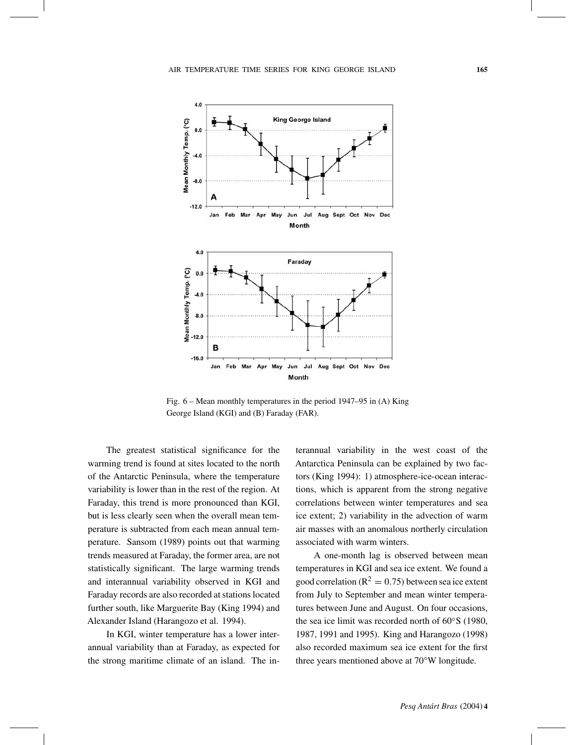Fig. 6 – Mean monthly temperatures in the period 1947–95 in (A) King George Island (KGI) and (B) Faraday (FAR).

The greatest statistical significance for the warming trend is found at sites located to the north of the Antarctic Peninsula, where the temperature variability is lower than in the rest of the region. At Faraday, this trend is more pronounced than KGI, but is less clearly seen when the overall mean temperature is subtracted from each mean annual temperature. Sansom (1989) points out that warming trends measured at Faraday, the former area, are not statistically significant. The large warming trends and interannual variability observed in KGI and Faraday records are also recorded at stations located further south, like Marguerite Bay (King 1994) and Alexander Island (Harangozo et al. 1994).

In KGI, winter temperature has a lower interannual variability than at Faraday, as expected for the strong maritime climate of an island. The interannual variability in the west coast of the Antarctica Peninsula can be explained by two factors (King 1994): 1) atmosphere-ice-ocean interactions, which is apparent from the strong negative correlations between winter temperatures and sea ice extent; 2) variability in the advection of warm air masses with an anomalous northerly circulation associated with warm winters.

A one-month lag is observed between mean temperatures in KGI and sea ice extent. We found a good correlation ($R^2 = 0.75$) between sea ice extent from July to September and mean winter temperatures between June and August. On four occasions, the sea ice limit was recorded north of 60°S (1980, 1987, 1991 and 1995). King and Harangozo (1998) also recorded maximum sea ice extent for the first three years mentioned above at 70°W longitude.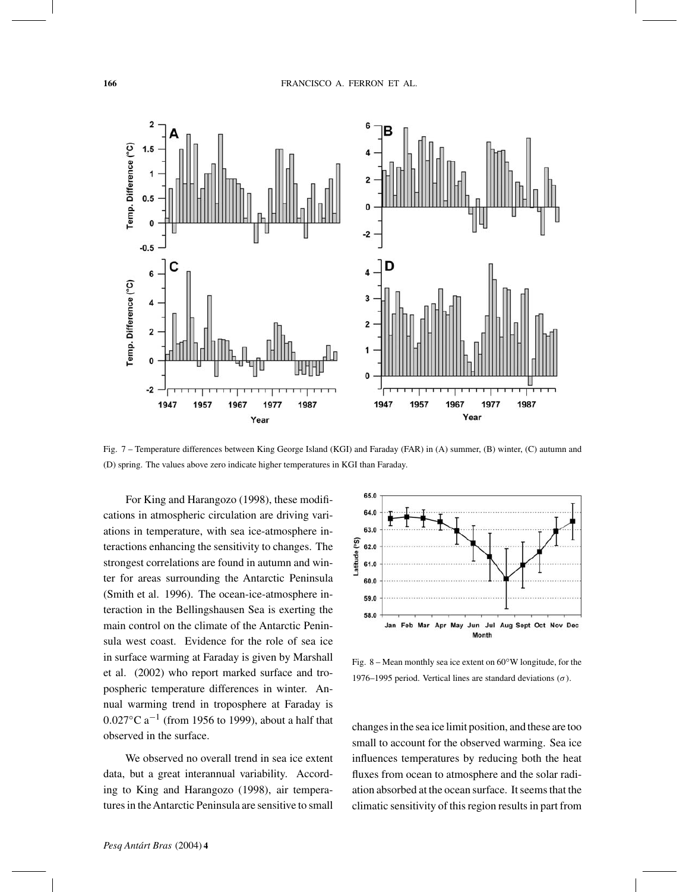Fig. 7 – Temperature differences between King George Island (KGI) and Faraday (FAR) in (A) summer, (B) winter, (C) autumn and (D) spring. The values above zero indicate higher temperatures in KGI than Faraday.

For King and Harangozo (1998), these modifications in atmospheric circulation are driving variations in temperature, with sea ice-atmosphere interactions enhancing the sensitivity to changes. The strongest correlations are found in autumn and winter for areas surrounding the Antarctic Peninsula (Smith et al. 1996). The ocean-ice-atmosphere interaction in the Bellingshausen Sea is exerting the main control on the climate of the Antarctic Peninsula west coast. Evidence for the role of sea ice in surface warming at Faraday is given by Marshall et al. (2002) who report marked surface and tropospheric temperature differences in winter. Annual warming trend in troposphere at Faraday is $0.027°C\ a^{-1}$ (from 1956 to 1999), about a half that observed in the surface.

We observed no overall trend in sea ice extent data, but a great interannual variability. According to King and Harangozo (1998), air temperatures in the Antarctic Peninsula are sensitive to small changes in the sea ice limit position, and these are too small to account for the observed warming. Sea ice influences temperatures by reducing both the heat fluxes from ocean to atmosphere and the solar radiation absorbed at the ocean surface. It seems that the climatic sensitivity of this region results in part from

Fig. 8 – Mean monthly sea ice extent on 60°W longitude, for the 1976–1995 period. Vertical lines are standard deviations ($\sigma$).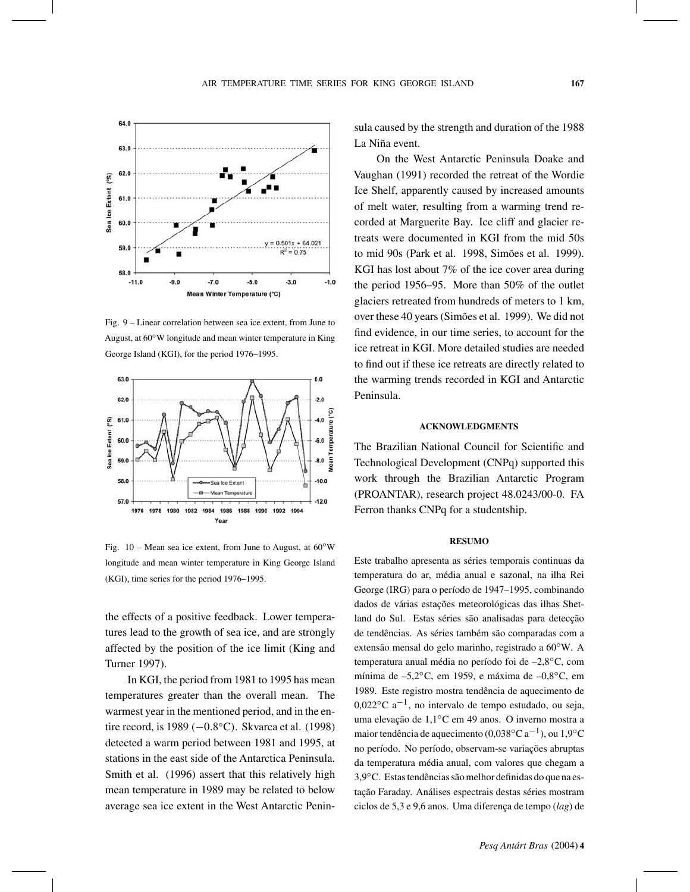Fig. 9 – Linear correlation between sea ice extent, from June to August, at 60°W longitude and mean winter temperature in King George Island (KGI), for the period 1976–1995.

Fig. 10 – Mean sea ice extent, from June to August, at 60°W longitude and mean winter temperature in King George Island (KGI), time series for the period 1976–1995.

the effects of a positive feedback. Lower temperatures lead to the growth of sea ice, and are strongly affected by the position of the ice limit (King and Turner 1997).

In KGI, the period from 1981 to 1995 has mean temperatures greater than the overall mean. The warmest year in the mentioned period, and in the entire record, is 1989 (−0.8°C). Skvarca et al. (1998) detected a warm period between 1981 and 1995, at stations in the east side of the Antarctica Peninsula. Smith et al. (1996) assert that this relatively high mean temperature in 1989 may be related to below average sea ice extent in the West Antarctic Peninsula caused by the strength and duration of the 1988 La Niña event.

On the West Antarctic Peninsula Doake and Vaughan (1991) recorded the retreat of the Wordie Ice Shelf, apparently caused by increased amounts of melt water, resulting from a warming trend recorded at Marguerite Bay. Ice cliff and glacier retreats were documented in KGI from the mid 50s to mid 90s (Park et al. 1998, Simões et al. 1999). KGI has lost about 7% of the ice cover area during the period 1956–95. More than 50% of the outlet glaciers retreated from hundreds of meters to 1 km, over these 40 years (Simões et al. 1999). We did not find evidence, in our time series, to account for the ice retreat in KGI. More detailed studies are needed to find out if these ice retreats are directly related to the warming trends recorded in KGI and Antarctic Peninsula.

## ACKNOWLEDGMENTS

The Brazilian National Council for Scientific and Technological Development (CNPq) supported this work through the Brazilian Antarctic Program (PROANTAR), research project 48.0243/00-0. FA Ferron thanks CNPq for a studentship.

## RESUMO

Este trabalho apresenta as séries temporais continuas da temperatura do ar, média anual e sazonal, na ilha Rei George (IRG) para o período de 1947–1995, combinando dados de várias estações meteorológicas das ilhas Shetland do Sul. Estas séries são analisadas para detecção de tendências. As séries também são comparadas com a extensão mensal do gelo marinho, registrado a 60°W. A temperatura anual média no período foi de –2,8°C, com mínima de –5,2°C, em 1959, e máxima de –0,8°C, em 1989. Este registro mostra tendência de aquecimento de 0,022°C $a^{-1}$, no intervalo de tempo estudado, ou seja, uma elevação de 1,1°C em 49 anos. O inverno mostra a maior tendência de aquecimento (0,038°C $a^{-1}$), ou 1,9°C no período. No período, observam-se variações abruptas da temperatura média anual, com valores que chegam a 3,9°C. Estas tendências são melhor definidas do que na estação Faraday. Análises espectrais destas séries mostram ciclos de 5,3 e 9,6 anos. Uma diferença de tempo (*lag*) de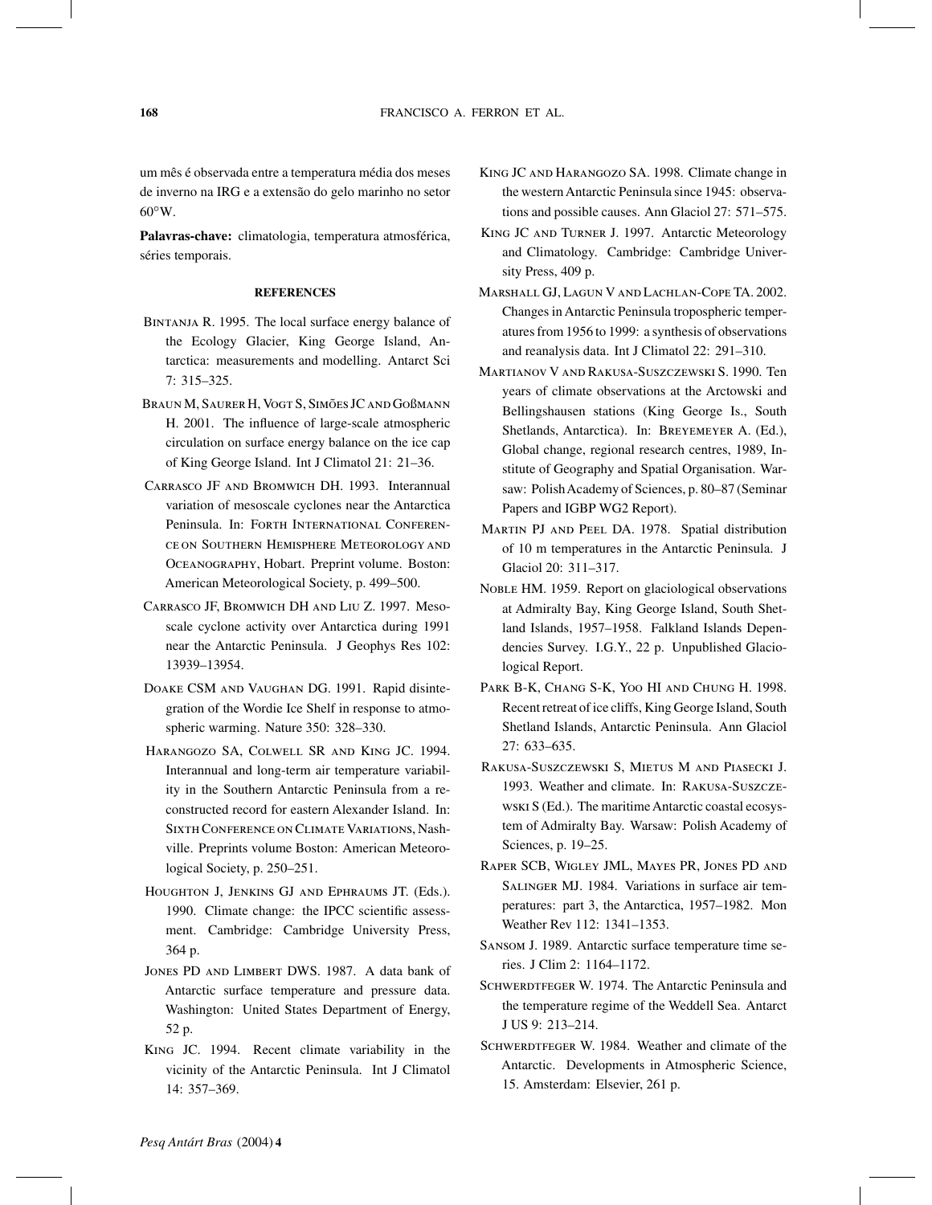um mês é observada entre a temperatura média dos meses de inverno na IRG e a extensão do gelo marinho no setor 60°W.

**Palavras-chave:** climatologia, temperatura atmosférica, séries temporais.

## REFERENCES

Bintanja R. 1995. The local surface energy balance of the Ecology Glacier, King George Island, Antarctica: measurements and modelling. Antarct Sci 7: 315–325.

Braun M, Saurer H, Vogt S, Simões JC and Goßmann H. 2001. The influence of large-scale atmospheric circulation on surface energy balance on the ice cap of King George Island. Int J Climatol 21: 21–36.

Carrasco JF and Bromwich DH. 1993. Interannual variation of mesoscale cyclones near the Antarctica Peninsula. In: Forth International Conference on Southern Hemisphere Meteorology and Oceanography, Hobart. Preprint volume. Boston: American Meteorological Society, p. 499–500.

Carrasco JF, Bromwich DH and Liu Z. 1997. Mesoscale cyclone activity over Antarctica during 1991 near the Antarctic Peninsula. J Geophys Res 102: 13939–13954.

Doake CSM and Vaughan DG. 1991. Rapid disintegration of the Wordie Ice Shelf in response to atmospheric warming. Nature 350: 328–330.

Harangozo SA, Colwell SR and King JC. 1994. Interannual and long-term air temperature variability in the Southern Antarctic Peninsula from a reconstructed record for eastern Alexander Island. In: Sixth Conference on Climate Variations, Nashville. Preprints volume Boston: American Meteorological Society, p. 250–251.

Houghton J, Jenkins GJ and Ephraums JT. (Eds.). 1990. Climate change: the IPCC scientific assessment. Cambridge: Cambridge University Press, 364 p.

Jones PD and Limbert DWS. 1987. A data bank of Antarctic surface temperature and pressure data. Washington: United States Department of Energy, 52 p.

King JC. 1994. Recent climate variability in the vicinity of the Antarctic Peninsula. Int J Climatol 14: 357–369.

King JC and Harangozo SA. 1998. Climate change in the western Antarctic Peninsula since 1945: observations and possible causes. Ann Glaciol 27: 571–575.

King JC and Turner J. 1997. Antarctic Meteorology and Climatology. Cambridge: Cambridge University Press, 409 p.

Marshall GJ, Lagun V and Lachlan-Cope TA. 2002. Changes in Antarctic Peninsula tropospheric temperatures from 1956 to 1999: a synthesis of observations and reanalysis data. Int J Climatol 22: 291–310.

Martianov V and Rakusa-Suszczewski S. 1990. Ten years of climate observations at the Arctowski and Bellingshausen stations (King George Is., South Shetlands, Antarctica). In: Breyemeyer A. (Ed.), Global change, regional research centres, 1989, Institute of Geography and Spatial Organisation. Warsaw: Polish Academy of Sciences, p. 80–87 (Seminar Papers and IGBP WG2 Report).

Martin PJ and Peel DA. 1978. Spatial distribution of 10 m temperatures in the Antarctic Peninsula. J Glaciol 20: 311–317.

Noble HM. 1959. Report on glaciological observations at Admiralty Bay, King George Island, South Shetland Islands, 1957–1958. Falkland Islands Dependencies Survey. I.G.Y., 22 p. Unpublished Glaciological Report.

Park B-K, Chang S-K, Yoo HI and Chung H. 1998. Recent retreat of ice cliffs, King George Island, South Shetland Islands, Antarctic Peninsula. Ann Glaciol 27: 633–635.

Rakusa-Suszczewski S, Mietus M and Piasecki J. 1993. Weather and climate. In: Rakusa-Suszczewski S (Ed.). The maritime Antarctic coastal ecosystem of Admiralty Bay. Warsaw: Polish Academy of Sciences, p. 19–25.

Raper SCB, Wigley JML, Mayes PR, Jones PD and Salinger MJ. 1984. Variations in surface air temperatures: part 3, the Antarctica, 1957–1982. Mon Weather Rev 112: 1341–1353.

Sansom J. 1989. Antarctic surface temperature time series. J Clim 2: 1164–1172.

Schwerdtfeger W. 1974. The Antarctic Peninsula and the temperature regime of the Weddell Sea. Antarct J US 9: 213–214.

Schwerdtfeger W. 1984. Weather and climate of the Antarctic. Developments in Atmospheric Science, 15. Amsterdam: Elsevier, 261 p.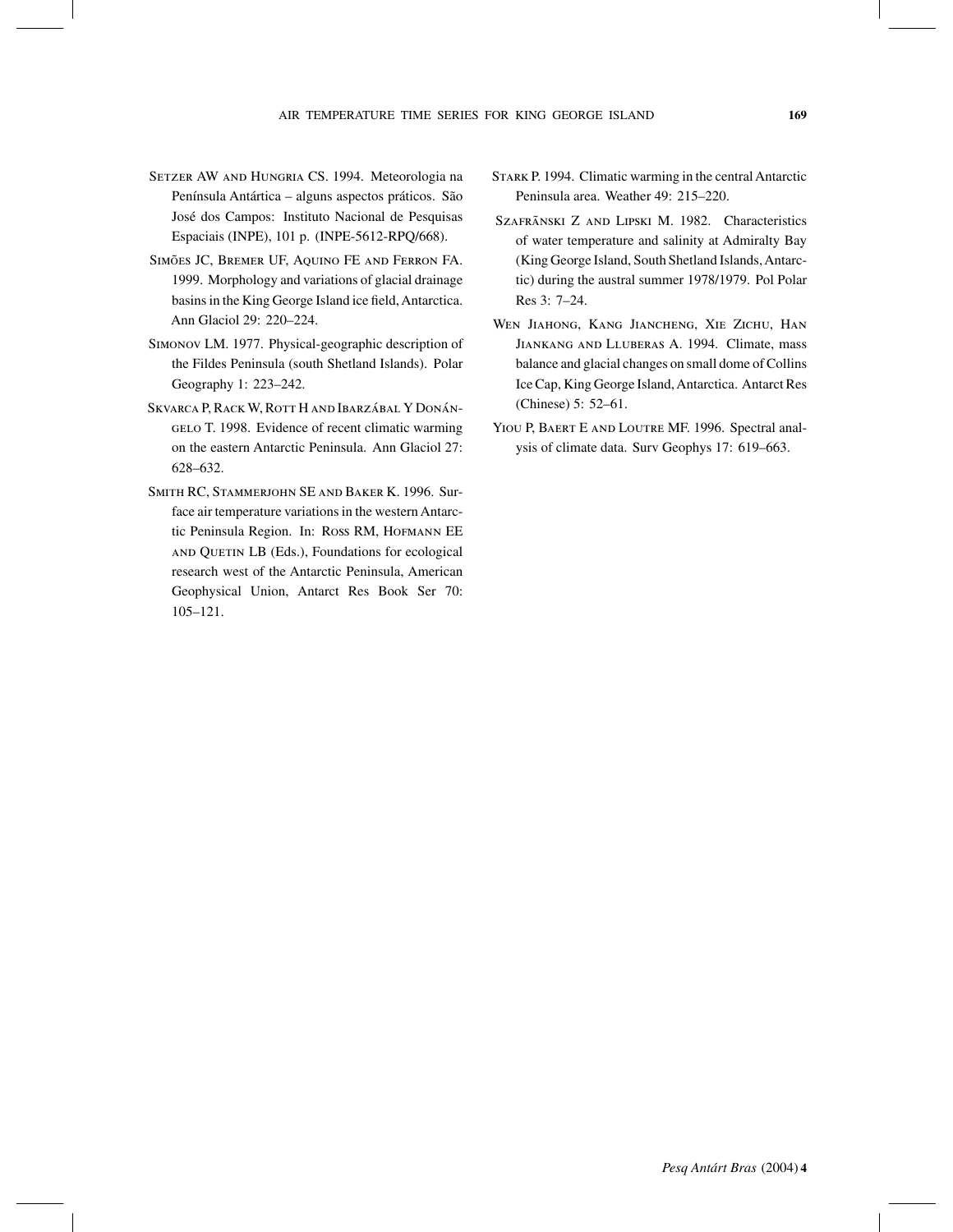Setzer AW and Hungria CS. 1994. Meteorologia na Península Antártica – alguns aspectos práticos. São José dos Campos: Instituto Nacional de Pesquisas Espaciais (INPE), 101 p. (INPE-5612-RPQ/668).

Simões JC, Bremer UF, Aquino FE and Ferron FA. 1999. Morphology and variations of glacial drainage basins in the King George Island ice field, Antarctica. Ann Glaciol 29: 220–224.

Simonov LM. 1977. Physical-geographic description of the Fildes Peninsula (south Shetland Islands). Polar Geography 1: 223–242.

Skvarca P, Rack W, Rott H and Ibarzábal Y Donángelo T. 1998. Evidence of recent climatic warming on the eastern Antarctic Peninsula. Ann Glaciol 27: 628–632.

Smith RC, Stammerjohn SE and Baker K. 1996. Surface air temperature variations in the western Antarctic Peninsula Region. In: Ross RM, Hofmann EE and Quetin LB (Eds.), Foundations for ecological research west of the Antarctic Peninsula, American Geophysical Union, Antarct Res Book Ser 70: 105–121.

Stark P. 1994. Climatic warming in the central Antarctic Peninsula area. Weather 49: 215–220.

Szafrãnski Z and Lipski M. 1982. Characteristics of water temperature and salinity at Admiralty Bay (King George Island, South Shetland Islands, Antarctic) during the austral summer 1978/1979. Pol Polar Res 3: 7–24.

Wen Jiahong, Kang Jiancheng, Xie Zichu, Han Jiankang and Lluberas A. 1994. Climate, mass balance and glacial changes on small dome of Collins Ice Cap, King George Island, Antarctica. Antarct Res (Chinese) 5: 52–61.

Yiou P, Baert E and Loutre MF. 1996. Spectral analysis of climate data. Surv Geophys 17: 619–663.